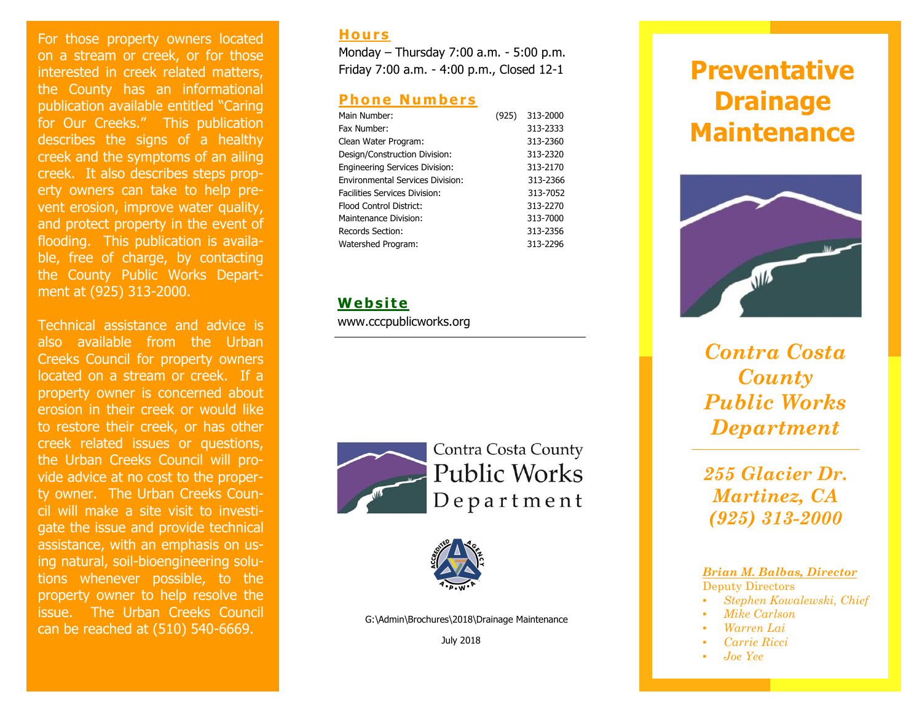For those property owners located on a stream or creek, or for those interested in creek related matters, the County has an informational publication available entitled "Caring for Our Creeks." This publication describes the signs of a healthy creek and the symptoms of an ailing creek. It also describes steps property owners can take to help prevent erosion, improve water quality, and protect property in the event of flooding. This publication is available, free of charge, by contacting the County Public Works Department at (925) 313-2000.

Technical assistance and advice is also available from the Urban Creeks Council for property owners located on a stream or creek. If a property owner is concerned about erosion in their creek or would like to restore their creek, or has other creek related issues or questions, the Urban Creeks Council will provide advice at no cost to the property owner. The Urban Creeks Council will make a site visit to investigate the issue and provide technical assistance, with an emphasis on using natural, soil-bioengineering solutions whenever possible, to the property owner to help resolve the issue. The Urban Creeks Council can be reached at (510) 540-6669.

## Hours

Monday – Thursday 7:00 a.m. - 5:00 p.m.
Friday 7:00 a.m. - 4:00 p.m., Closed 12-1

## Phone Numbers

| | |
|---|---|
| Main Number: | (925) 313-2000 |
| Fax Number: | 313-2333 |
| Clean Water Program: | 313-2360 |
| Design/Construction Division: | 313-2320 |
| Engineering Services Division: | 313-2170 |
| Environmental Services Division: | 313-2366 |
| Facilities Services Division: | 313-7052 |
| Flood Control District: | 313-2270 |
| Maintenance Division: | 313-7000 |
| Records Section: | 313-2356 |
| Watershed Program: | 313-2296 |

## Website

www.cccpublicworks.org

Contra Costa County Public Works Department

G:\Admin\Brochures\2018\Drainage Maintenance

July 2018

# Preventative Drainage Maintenance

*Contra Costa County Public Works Department*

*255 Glacier Dr.*
*Martinez, CA*
*(925) 313-2000*

***Brian M. Balbas, Director***

Deputy Directors

- *Stephen Kowalewski, Chief*
- *Mike Carlson*
- *Warren Lai*
- *Carrie Ricci*
- *Joe Yee*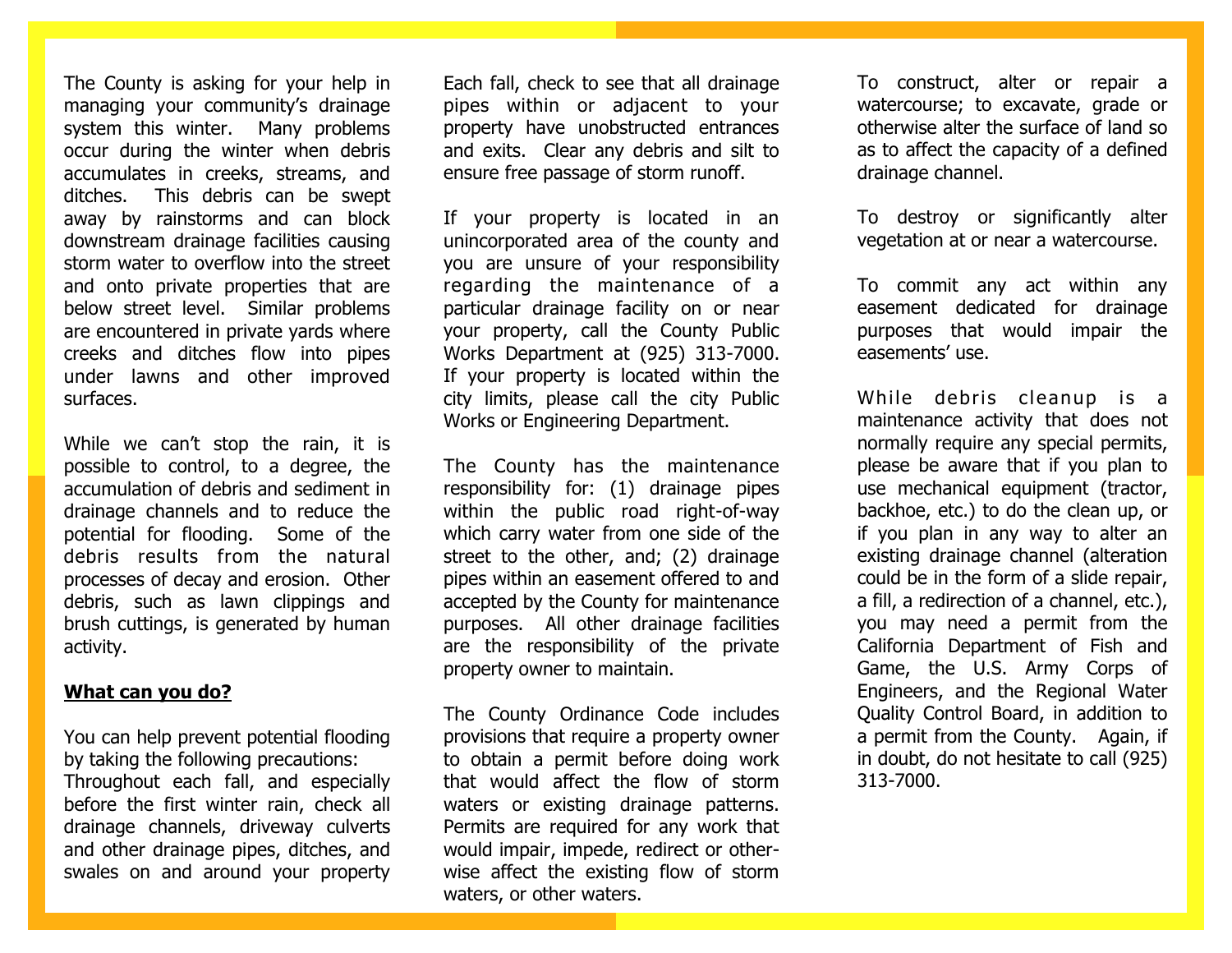The County is asking for your help in managing your community's drainage system this winter. Many problems occur during the winter when debris accumulates in creeks, streams, and ditches. This debris can be swept away by rainstorms and can block downstream drainage facilities causing storm water to overflow into the street and onto private properties that are below street level. Similar problems are encountered in private yards where creeks and ditches flow into pipes under lawns and other improved surfaces.

While we can't stop the rain, it is possible to control, to a degree, the accumulation of debris and sediment in drainage channels and to reduce the potential for flooding. Some of the debris results from the natural processes of decay and erosion. Other debris, such as lawn clippings and brush cuttings, is generated by human activity.

**What can you do?**

You can help prevent potential flooding by taking the following precautions:
Throughout each fall, and especially before the first winter rain, check all drainage channels, driveway culverts and other drainage pipes, ditches, and swales on and around your property

Each fall, check to see that all drainage pipes within or adjacent to your property have unobstructed entrances and exits. Clear any debris and silt to ensure free passage of storm runoff.

If your property is located in an unincorporated area of the county and you are unsure of your responsibility regarding the maintenance of a particular drainage facility on or near your property, call the County Public Works Department at (925) 313-7000. If your property is located within the city limits, please call the city Public Works or Engineering Department.

The County has the maintenance responsibility for: (1) drainage pipes within the public road right-of-way which carry water from one side of the street to the other, and; (2) drainage pipes within an easement offered to and accepted by the County for maintenance purposes. All other drainage facilities are the responsibility of the private property owner to maintain.

The County Ordinance Code includes provisions that require a property owner to obtain a permit before doing work that would affect the flow of storm waters or existing drainage patterns. Permits are required for any work that would impair, impede, redirect or otherwise affect the existing flow of storm waters, or other waters.

To construct, alter or repair a watercourse; to excavate, grade or otherwise alter the surface of land so as to affect the capacity of a defined drainage channel.

To destroy or significantly alter vegetation at or near a watercourse.

To commit any act within any easement dedicated for drainage purposes that would impair the easements' use.

While debris cleanup is a maintenance activity that does not normally require any special permits, please be aware that if you plan to use mechanical equipment (tractor, backhoe, etc.) to do the clean up, or if you plan in any way to alter an existing drainage channel (alteration could be in the form of a slide repair, a fill, a redirection of a channel, etc.), you may need a permit from the California Department of Fish and Game, the U.S. Army Corps of Engineers, and the Regional Water Quality Control Board, in addition to a permit from the County. Again, if in doubt, do not hesitate to call (925) 313-7000.